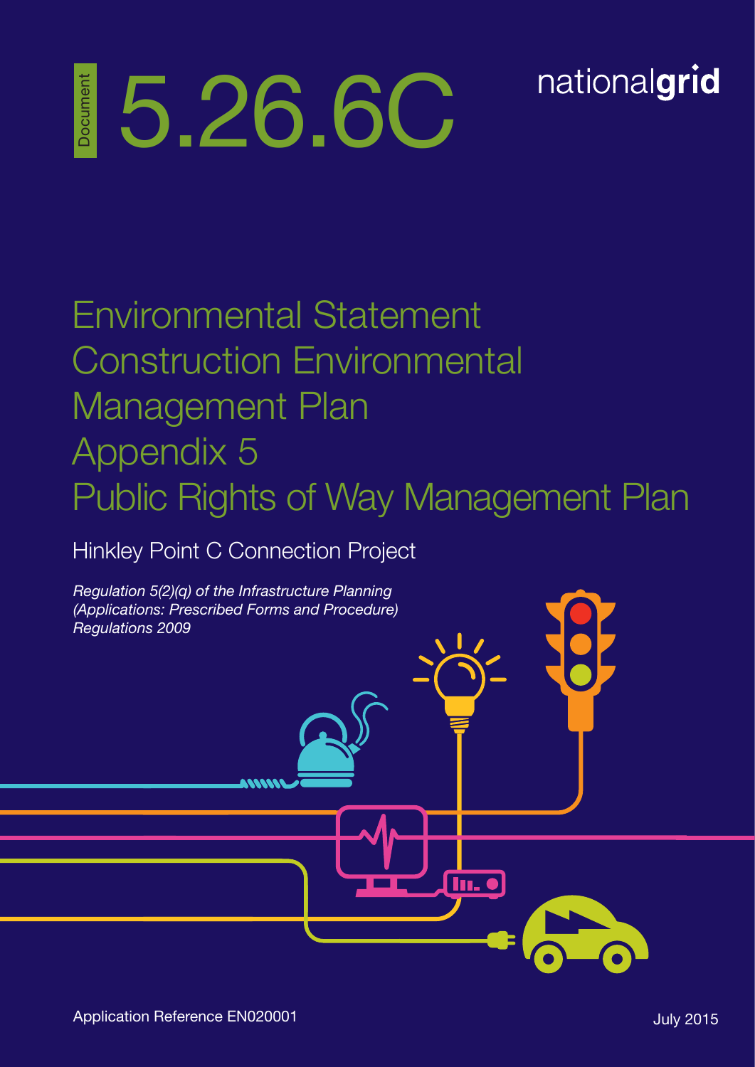Document 5.26.6C

nationalgrid

# Environmental Statement Construction Environmental Management Plan Appendix 5 Public Rights of Way Management Plan

## Hinkley Point C Connection Project

*Regulation 5(2)(q) of the Infrastructure Planning (Applications: Prescribed Forms and Procedure) Regulations 2009*

Application Reference EN020001

July 2015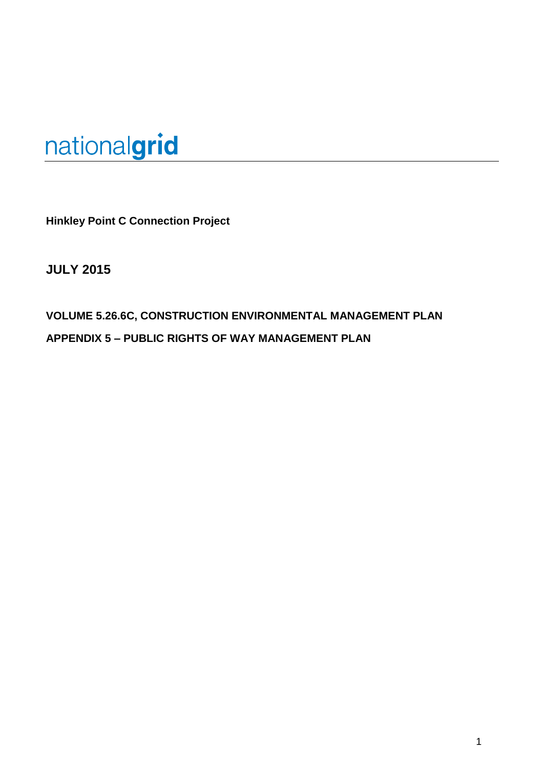nationalgrid

**Hinkley Point C Connection Project**

**JULY 2015**

**VOLUME 5.26.6C, CONSTRUCTION ENVIRONMENTAL MANAGEMENT PLAN**

**APPENDIX 5 – PUBLIC RIGHTS OF WAY MANAGEMENT PLAN**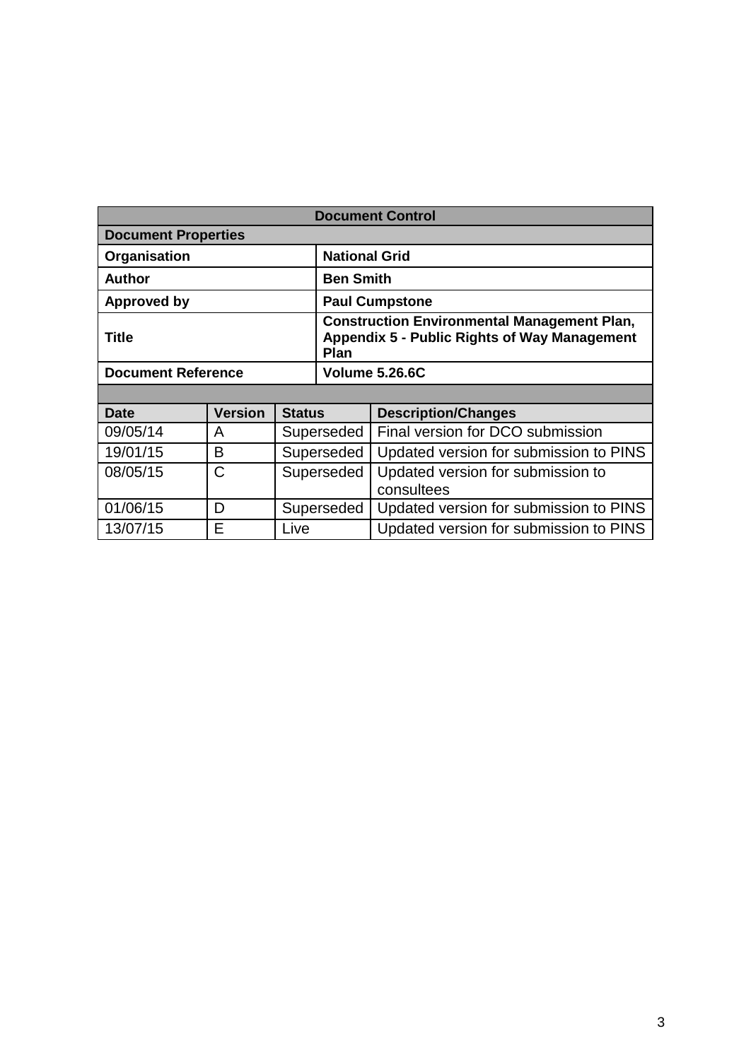| Document Control | |
|---|---|
| **Document Properties** | |
| **Organisation** | **National Grid** |
| **Author** | **Ben Smith** |
| **Approved by** | **Paul Cumpstone** |
| **Title** | **Construction Environmental Management Plan, Appendix 5 - Public Rights of Way Management Plan** |
| **Document Reference** | **Volume 5.26.6C** |

| **Date** | **Version** | **Status** | **Description/Changes** |
|---|---|---|---|
| 09/05/14 | A | Superseded | Final version for DCO submission |
| 19/01/15 | B | Superseded | Updated version for submission to PINS |
| 08/05/15 | C | Superseded | Updated version for submission to consultees |
| 01/06/15 | D | Superseded | Updated version for submission to PINS |
| 13/07/15 | E | Live | Updated version for submission to PINS |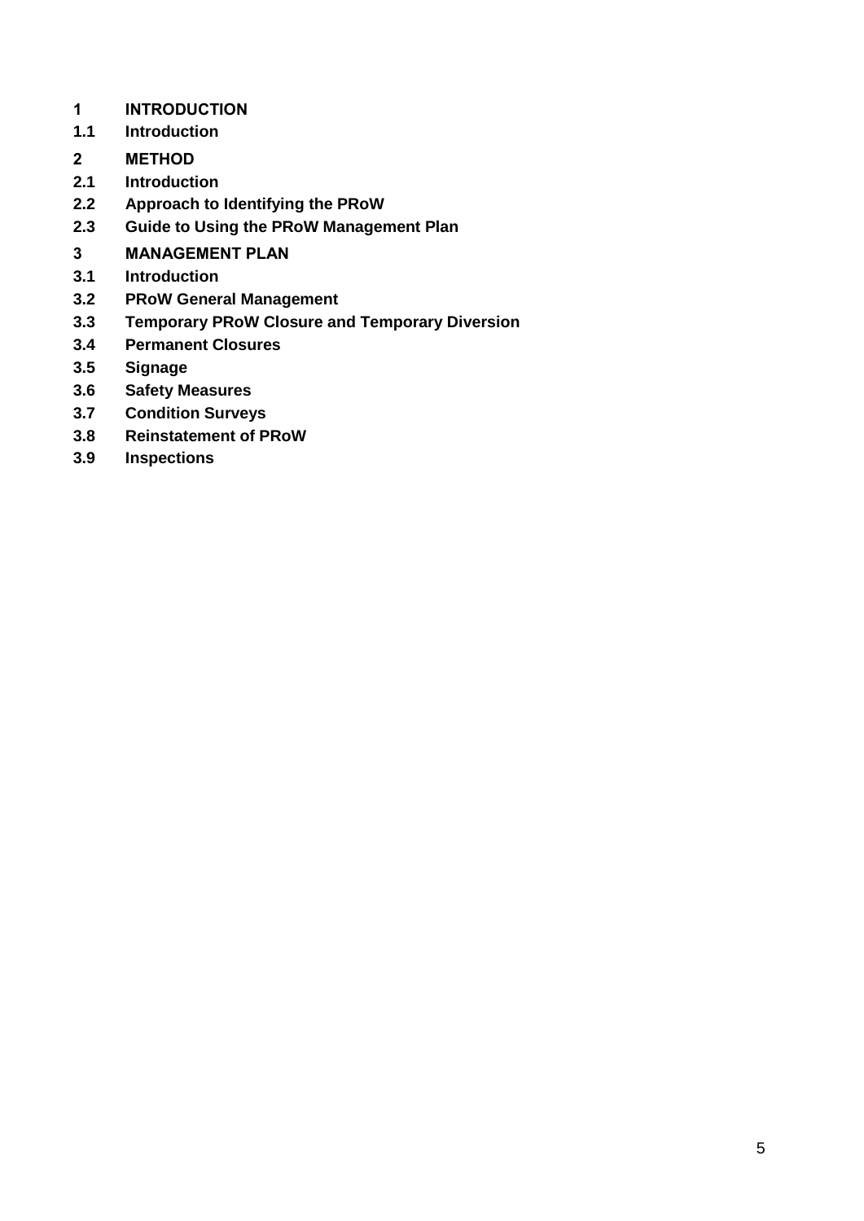**1 INTRODUCTION**

**1.1 Introduction**

**2 METHOD**

**2.1 Introduction**

**2.2 Approach to Identifying the PRoW**

**2.3 Guide to Using the PRoW Management Plan**

**3 MANAGEMENT PLAN**

**3.1 Introduction**

**3.2 PRoW General Management**

**3.3 Temporary PRoW Closure and Temporary Diversion**

**3.4 Permanent Closures**

**3.5 Signage**

**3.6 Safety Measures**

**3.7 Condition Surveys**

**3.8 Reinstatement of PRoW**

**3.9 Inspections**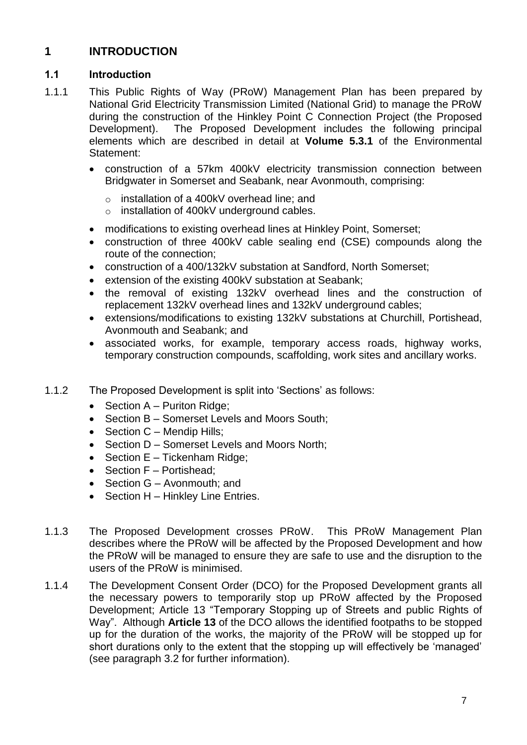# 1 INTRODUCTION

## 1.1 Introduction

1.1.1 This Public Rights of Way (PRoW) Management Plan has been prepared by National Grid Electricity Transmission Limited (National Grid) to manage the PRoW during the construction of the Hinkley Point C Connection Project (the Proposed Development). The Proposed Development includes the following principal elements which are described in detail at **Volume 5.3.1** of the Environmental Statement:

- construction of a 57km 400kV electricity transmission connection between Bridgwater in Somerset and Seabank, near Avonmouth, comprising:
  - installation of a 400kV overhead line; and
  - installation of 400kV underground cables.
- modifications to existing overhead lines at Hinkley Point, Somerset;
- construction of three 400kV cable sealing end (CSE) compounds along the route of the connection;
- construction of a 400/132kV substation at Sandford, North Somerset;
- extension of the existing 400kV substation at Seabank;
- the removal of existing 132kV overhead lines and the construction of replacement 132kV overhead lines and 132kV underground cables;
- extensions/modifications to existing 132kV substations at Churchill, Portishead, Avonmouth and Seabank; and
- associated works, for example, temporary access roads, highway works, temporary construction compounds, scaffolding, work sites and ancillary works.

1.1.2 The Proposed Development is split into 'Sections' as follows:

- Section A – Puriton Ridge;
- Section B – Somerset Levels and Moors South;
- Section C – Mendip Hills;
- Section D – Somerset Levels and Moors North;
- Section E – Tickenham Ridge;
- Section F – Portishead;
- Section G – Avonmouth; and
- Section H – Hinkley Line Entries.

1.1.3 The Proposed Development crosses PRoW. This PRoW Management Plan describes where the PRoW will be affected by the Proposed Development and how the PRoW will be managed to ensure they are safe to use and the disruption to the users of the PRoW is minimised.

1.1.4 The Development Consent Order (DCO) for the Proposed Development grants all the necessary powers to temporarily stop up PRoW affected by the Proposed Development; Article 13 "Temporary Stopping up of Streets and public Rights of Way". Although **Article 13** of the DCO allows the identified footpaths to be stopped up for the duration of the works, the majority of the PRoW will be stopped up for short durations only to the extent that the stopping up will effectively be 'managed' (see paragraph 3.2 for further information).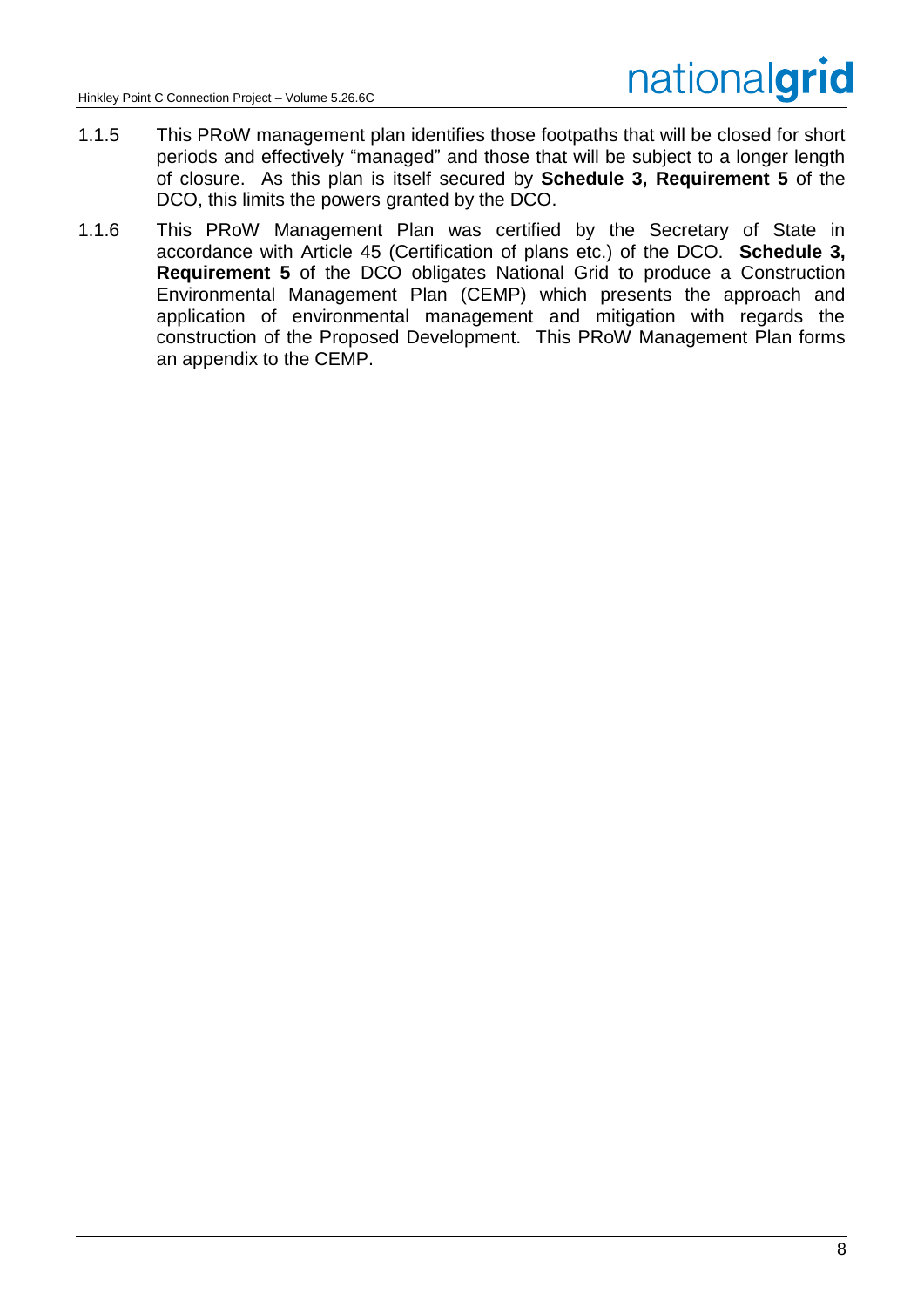1.1.5 This PRoW management plan identifies those footpaths that will be closed for short periods and effectively "managed" and those that will be subject to a longer length of closure. As this plan is itself secured by **Schedule 3, Requirement 5** of the DCO, this limits the powers granted by the DCO.

1.1.6 This PRoW Management Plan was certified by the Secretary of State in accordance with Article 45 (Certification of plans etc.) of the DCO. **Schedule 3, Requirement 5** of the DCO obligates National Grid to produce a Construction Environmental Management Plan (CEMP) which presents the approach and application of environmental management and mitigation with regards the construction of the Proposed Development. This PRoW Management Plan forms an appendix to the CEMP.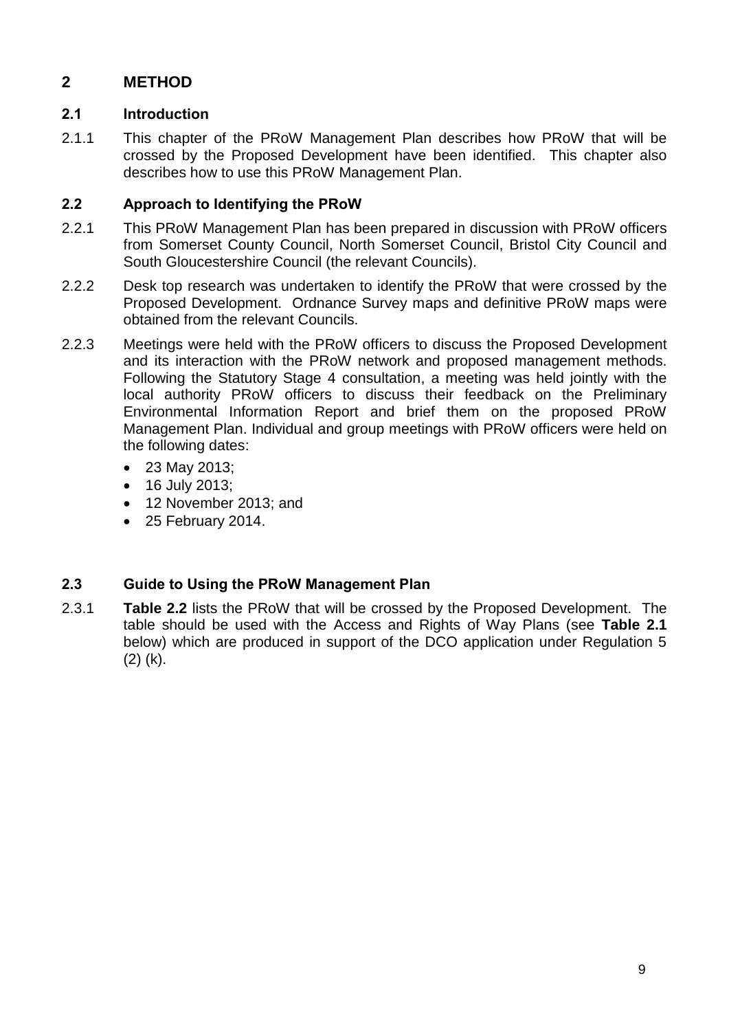## 2 METHOD

### 2.1 Introduction

2.1.1 This chapter of the PRoW Management Plan describes how PRoW that will be crossed by the Proposed Development have been identified. This chapter also describes how to use this PRoW Management Plan.

### 2.2 Approach to Identifying the PRoW

2.2.1 This PRoW Management Plan has been prepared in discussion with PRoW officers from Somerset County Council, North Somerset Council, Bristol City Council and South Gloucestershire Council (the relevant Councils).

2.2.2 Desk top research was undertaken to identify the PRoW that were crossed by the Proposed Development. Ordnance Survey maps and definitive PRoW maps were obtained from the relevant Councils.

2.2.3 Meetings were held with the PRoW officers to discuss the Proposed Development and its interaction with the PRoW network and proposed management methods. Following the Statutory Stage 4 consultation, a meeting was held jointly with the local authority PRoW officers to discuss their feedback on the Preliminary Environmental Information Report and brief them on the proposed PRoW Management Plan. Individual and group meetings with PRoW officers were held on the following dates:

- 23 May 2013;
- 16 July 2013;
- 12 November 2013; and
- 25 February 2014.

### 2.3 Guide to Using the PRoW Management Plan

2.3.1 **Table 2.2** lists the PRoW that will be crossed by the Proposed Development. The table should be used with the Access and Rights of Way Plans (see **Table 2.1** below) which are produced in support of the DCO application under Regulation 5 (2) (k).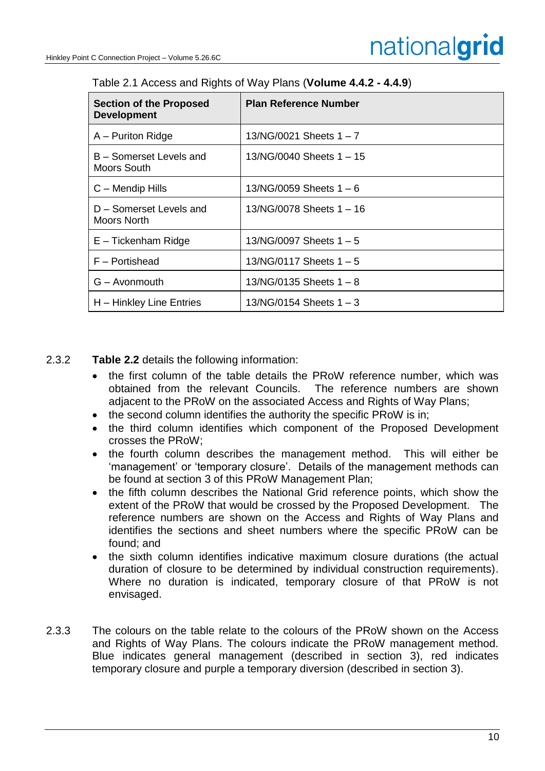Table 2.1 Access and Rights of Way Plans (**Volume 4.4.2 - 4.4.9**)

| Section of the Proposed Development | Plan Reference Number |
|---|---|
| A – Puriton Ridge | 13/NG/0021 Sheets 1 – 7 |
| B – Somerset Levels and Moors South | 13/NG/0040 Sheets 1 – 15 |
| C – Mendip Hills | 13/NG/0059 Sheets 1 – 6 |
| D – Somerset Levels and Moors North | 13/NG/0078 Sheets 1 – 16 |
| E – Tickenham Ridge | 13/NG/0097 Sheets 1 – 5 |
| F – Portishead | 13/NG/0117 Sheets 1 – 5 |
| G – Avonmouth | 13/NG/0135 Sheets 1 – 8 |
| H – Hinkley Line Entries | 13/NG/0154 Sheets 1 – 3 |

2.3.2 **Table 2.2** details the following information:

- the first column of the table details the PRoW reference number, which was obtained from the relevant Councils. The reference numbers are shown adjacent to the PRoW on the associated Access and Rights of Way Plans;
- the second column identifies the authority the specific PRoW is in;
- the third column identifies which component of the Proposed Development crosses the PRoW;
- the fourth column describes the management method. This will either be 'management' or 'temporary closure'. Details of the management methods can be found at section 3 of this PRoW Management Plan;
- the fifth column describes the National Grid reference points, which show the extent of the PRoW that would be crossed by the Proposed Development. The reference numbers are shown on the Access and Rights of Way Plans and identifies the sections and sheet numbers where the specific PRoW can be found; and
- the sixth column identifies indicative maximum closure durations (the actual duration of closure to be determined by individual construction requirements). Where no duration is indicated, temporary closure of that PRoW is not envisaged.

2.3.3 The colours on the table relate to the colours of the PRoW shown on the Access and Rights of Way Plans. The colours indicate the PRoW management method. Blue indicates general management (described in section 3), red indicates temporary closure and purple a temporary diversion (described in section 3).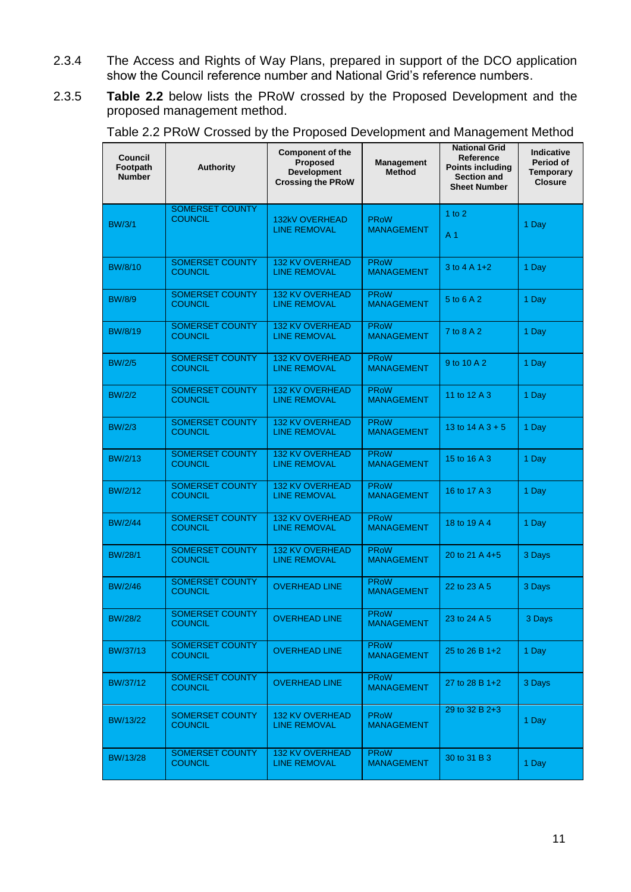2.3.4 The Access and Rights of Way Plans, prepared in support of the DCO application show the Council reference number and National Grid's reference numbers.

2.3.5 **Table 2.2** below lists the PRoW crossed by the Proposed Development and the proposed management method.

Table 2.2 PRoW Crossed by the Proposed Development and Management Method

| Council Footpath Number | Authority | Component of the Proposed Development Crossing the PRoW | Management Method | National Grid Reference Points including Section and Sheet Number | Indicative Period of Temporary Closure |
|---|---|---|---|---|---|
| BW/3/1 | SOMERSET COUNTY COUNCIL | 132kV OVERHEAD LINE REMOVAL | PRoW MANAGEMENT | 1 to 2 A 1 | 1 Day |
| BW/8/10 | SOMERSET COUNTY COUNCIL | 132 KV OVERHEAD LINE REMOVAL | PRoW MANAGEMENT | 3 to 4 A 1+2 | 1 Day |
| BW/8/9 | SOMERSET COUNTY COUNCIL | 132 KV OVERHEAD LINE REMOVAL | PRoW MANAGEMENT | 5 to 6 A 2 | 1 Day |
| BW/8/19 | SOMERSET COUNTY COUNCIL | 132 KV OVERHEAD LINE REMOVAL | PRoW MANAGEMENT | 7 to 8 A 2 | 1 Day |
| BW/2/5 | SOMERSET COUNTY COUNCIL | 132 KV OVERHEAD LINE REMOVAL | PRoW MANAGEMENT | 9 to 10 A 2 | 1 Day |
| BW/2/2 | SOMERSET COUNTY COUNCIL | 132 KV OVERHEAD LINE REMOVAL | PRoW MANAGEMENT | 11 to 12 A 3 | 1 Day |
| BW/2/3 | SOMERSET COUNTY COUNCIL | 132 KV OVERHEAD LINE REMOVAL | PRoW MANAGEMENT | 13 to 14 A 3 + 5 | 1 Day |
| BW/2/13 | SOMERSET COUNTY COUNCIL | 132 KV OVERHEAD LINE REMOVAL | PRoW MANAGEMENT | 15 to 16 A 3 | 1 Day |
| BW/2/12 | SOMERSET COUNTY COUNCIL | 132 KV OVERHEAD LINE REMOVAL | PRoW MANAGEMENT | 16 to 17 A 3 | 1 Day |
| BW/2/44 | SOMERSET COUNTY COUNCIL | 132 KV OVERHEAD LINE REMOVAL | PRoW MANAGEMENT | 18 to 19 A 4 | 1 Day |
| BW/28/1 | SOMERSET COUNTY COUNCIL | 132 KV OVERHEAD LINE REMOVAL | PRoW MANAGEMENT | 20 to 21 A 4+5 | 3 Days |
| BW/2/46 | SOMERSET COUNTY COUNCIL | OVERHEAD LINE | PRoW MANAGEMENT | 22 to 23 A 5 | 3 Days |
| BW/28/2 | SOMERSET COUNTY COUNCIL | OVERHEAD LINE | PRoW MANAGEMENT | 23 to 24 A 5 | 3 Days |
| BW/37/13 | SOMERSET COUNTY COUNCIL | OVERHEAD LINE | PRoW MANAGEMENT | 25 to 26 B 1+2 | 1 Day |
| BW/37/12 | SOMERSET COUNTY COUNCIL | OVERHEAD LINE | PRoW MANAGEMENT | 27 to 28 B 1+2 | 3 Days |
| BW/13/22 | SOMERSET COUNTY COUNCIL | 132 KV OVERHEAD LINE REMOVAL | PRoW MANAGEMENT | 29 to 32 B 2+3 | 1 Day |
| BW/13/28 | SOMERSET COUNTY COUNCIL | 132 KV OVERHEAD LINE REMOVAL | PRoW MANAGEMENT | 30 to 31 B 3 | 1 Day |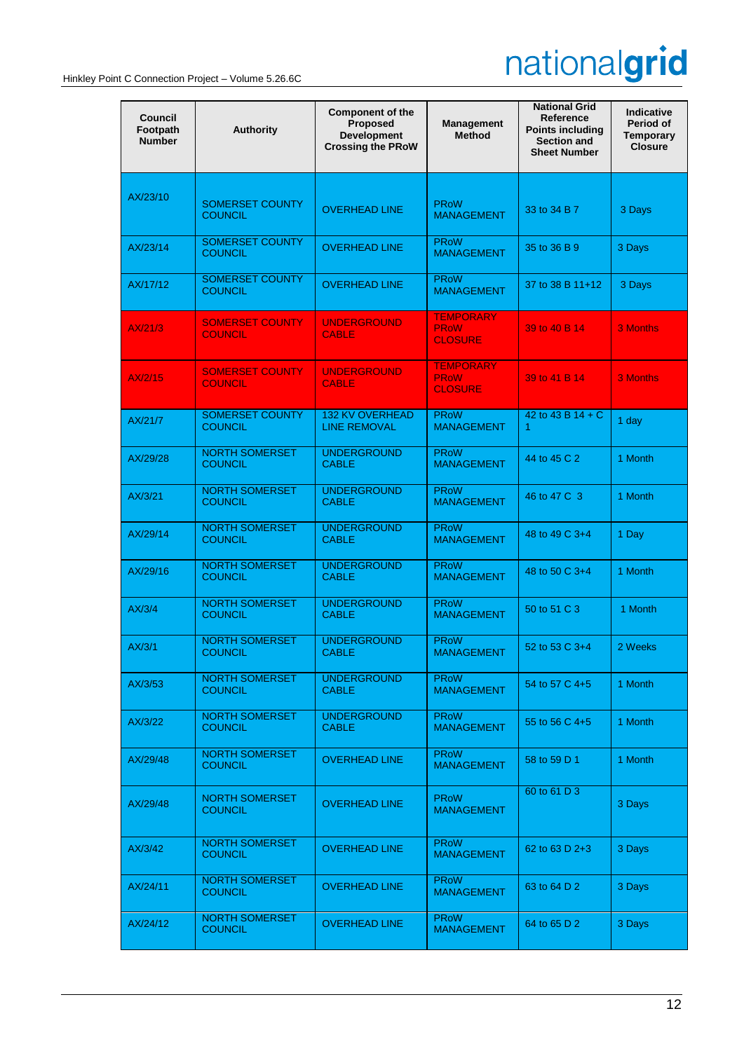| Council Footpath Number | Authority | Component of the Proposed Development Crossing the PRoW | Management Method | National Grid Reference Points including Section and Sheet Number | Indicative Period of Temporary Closure |
|---|---|---|---|---|---|
| AX/23/10 | SOMERSET COUNTY COUNCIL | OVERHEAD LINE | PRoW MANAGEMENT | 33 to 34 B 7 | 3 Days |
| AX/23/14 | SOMERSET COUNTY COUNCIL | OVERHEAD LINE | PRoW MANAGEMENT | 35 to 36 B 9 | 3 Days |
| AX/17/12 | SOMERSET COUNTY COUNCIL | OVERHEAD LINE | PRoW MANAGEMENT | 37 to 38 B 11+12 | 3 Days |
| AX/21/3 | SOMERSET COUNTY COUNCIL | UNDERGROUND CABLE | TEMPORARY PRoW CLOSURE | 39 to 40 B 14 | 3 Months |
| AX/2/15 | SOMERSET COUNTY COUNCIL | UNDERGROUND CABLE | TEMPORARY PRoW CLOSURE | 39 to 41 B 14 | 3 Months |
| AX/21/7 | SOMERSET COUNTY COUNCIL | 132 KV OVERHEAD LINE REMOVAL | PRoW MANAGEMENT | 42 to 43 B 14 + C 1 | 1 day |
| AX/29/28 | NORTH SOMERSET COUNCIL | UNDERGROUND CABLE | PRoW MANAGEMENT | 44 to 45 C 2 | 1 Month |
| AX/3/21 | NORTH SOMERSET COUNCIL | UNDERGROUND CABLE | PRoW MANAGEMENT | 46 to 47 C 3 | 1 Month |
| AX/29/14 | NORTH SOMERSET COUNCIL | UNDERGROUND CABLE | PRoW MANAGEMENT | 48 to 49 C 3+4 | 1 Day |
| AX/29/16 | NORTH SOMERSET COUNCIL | UNDERGROUND CABLE | PRoW MANAGEMENT | 48 to 50 C 3+4 | 1 Month |
| AX/3/4 | NORTH SOMERSET COUNCIL | UNDERGROUND CABLE | PRoW MANAGEMENT | 50 to 51 C 3 | 1 Month |
| AX/3/1 | NORTH SOMERSET COUNCIL | UNDERGROUND CABLE | PRoW MANAGEMENT | 52 to 53 C 3+4 | 2 Weeks |
| AX/3/53 | NORTH SOMERSET COUNCIL | UNDERGROUND CABLE | PRoW MANAGEMENT | 54 to 57 C 4+5 | 1 Month |
| AX/3/22 | NORTH SOMERSET COUNCIL | UNDERGROUND CABLE | PRoW MANAGEMENT | 55 to 56 C 4+5 | 1 Month |
| AX/29/48 | NORTH SOMERSET COUNCIL | OVERHEAD LINE | PRoW MANAGEMENT | 58 to 59 D 1 | 1 Month |
| AX/29/48 | NORTH SOMERSET COUNCIL | OVERHEAD LINE | PRoW MANAGEMENT | 60 to 61 D 3 | 3 Days |
| AX/3/42 | NORTH SOMERSET COUNCIL | OVERHEAD LINE | PRoW MANAGEMENT | 62 to 63 D 2+3 | 3 Days |
| AX/24/11 | NORTH SOMERSET COUNCIL | OVERHEAD LINE | PRoW MANAGEMENT | 63 to 64 D 2 | 3 Days |
| AX/24/12 | NORTH SOMERSET COUNCIL | OVERHEAD LINE | PRoW MANAGEMENT | 64 to 65 D 2 | 3 Days |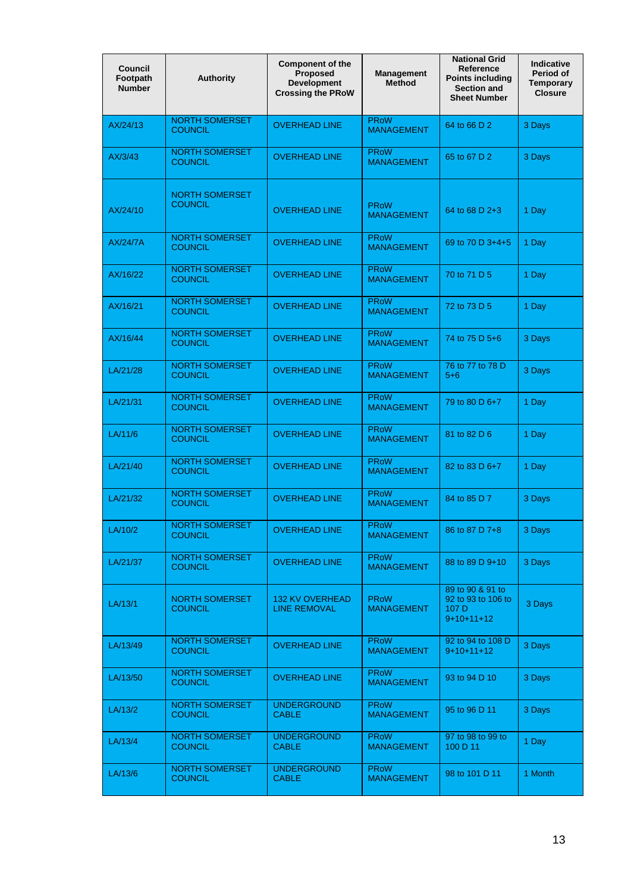| Council Footpath Number | Authority | Component of the Proposed Development Crossing the PRoW | Management Method | National Grid Reference Points including Section and Sheet Number | Indicative Period of Temporary Closure |
|---|---|---|---|---|---|
| AX/24/13 | NORTH SOMERSET COUNCIL | OVERHEAD LINE | PRoW MANAGEMENT | 64 to 66 D 2 | 3 Days |
| AX/3/43 | NORTH SOMERSET COUNCIL | OVERHEAD LINE | PRoW MANAGEMENT | 65 to 67 D 2 | 3 Days |
| AX/24/10 | NORTH SOMERSET COUNCIL | OVERHEAD LINE | PRoW MANAGEMENT | 64 to 68 D 2+3 | 1 Day |
| AX/24/7A | NORTH SOMERSET COUNCIL | OVERHEAD LINE | PRoW MANAGEMENT | 69 to 70 D 3+4+5 | 1 Day |
| AX/16/22 | NORTH SOMERSET COUNCIL | OVERHEAD LINE | PRoW MANAGEMENT | 70 to 71 D 5 | 1 Day |
| AX/16/21 | NORTH SOMERSET COUNCIL | OVERHEAD LINE | PRoW MANAGEMENT | 72 to 73 D 5 | 1 Day |
| AX/16/44 | NORTH SOMERSET COUNCIL | OVERHEAD LINE | PRoW MANAGEMENT | 74 to 75 D 5+6 | 3 Days |
| LA/21/28 | NORTH SOMERSET COUNCIL | OVERHEAD LINE | PRoW MANAGEMENT | 76 to 77 to 78 D 5+6 | 3 Days |
| LA/21/31 | NORTH SOMERSET COUNCIL | OVERHEAD LINE | PRoW MANAGEMENT | 79 to 80 D 6+7 | 1 Day |
| LA/11/6 | NORTH SOMERSET COUNCIL | OVERHEAD LINE | PRoW MANAGEMENT | 81 to 82 D 6 | 1 Day |
| LA/21/40 | NORTH SOMERSET COUNCIL | OVERHEAD LINE | PRoW MANAGEMENT | 82 to 83 D 6+7 | 1 Day |
| LA/21/32 | NORTH SOMERSET COUNCIL | OVERHEAD LINE | PRoW MANAGEMENT | 84 to 85 D 7 | 3 Days |
| LA/10/2 | NORTH SOMERSET COUNCIL | OVERHEAD LINE | PRoW MANAGEMENT | 86 to 87 D 7+8 | 3 Days |
| LA/21/37 | NORTH SOMERSET COUNCIL | OVERHEAD LINE | PRoW MANAGEMENT | 88 to 89 D 9+10 | 3 Days |
| LA/13/1 | NORTH SOMERSET COUNCIL | 132 KV OVERHEAD LINE REMOVAL | PRoW MANAGEMENT | 89 to 90 & 91 to 92 to 93 to 106 to 107 D 9+10+11+12 | 3 Days |
| LA/13/49 | NORTH SOMERSET COUNCIL | OVERHEAD LINE | PRoW MANAGEMENT | 92 to 94 to 108 D 9+10+11+12 | 3 Days |
| LA/13/50 | NORTH SOMERSET COUNCIL | OVERHEAD LINE | PRoW MANAGEMENT | 93 to 94 D 10 | 3 Days |
| LA/13/2 | NORTH SOMERSET COUNCIL | UNDERGROUND CABLE | PRoW MANAGEMENT | 95 to 96 D 11 | 3 Days |
| LA/13/4 | NORTH SOMERSET COUNCIL | UNDERGROUND CABLE | PRoW MANAGEMENT | 97 to 98 to 99 to 100 D 11 | 1 Day |
| LA/13/6 | NORTH SOMERSET COUNCIL | UNDERGROUND CABLE | PRoW MANAGEMENT | 98 to 101 D 11 | 1 Month |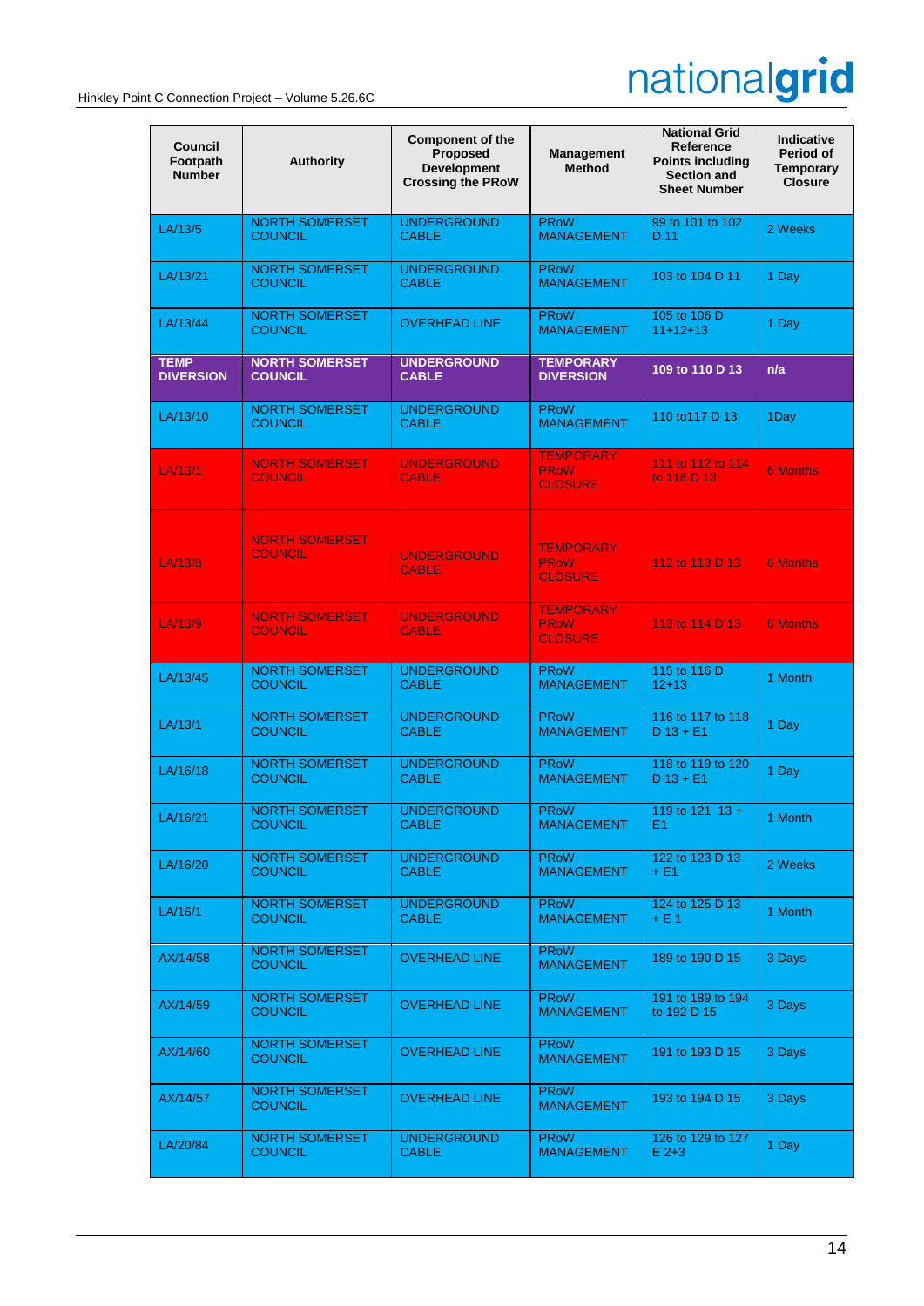| Council Footpath Number | Authority | Component of the Proposed Development Crossing the PRoW | Management Method | National Grid Reference Points including Section and Sheet Number | Indicative Period of Temporary Closure |
|---|---|---|---|---|---|
| LA/13/5 | NORTH SOMERSET COUNCIL | UNDERGROUND CABLE | PRoW MANAGEMENT | 99 to 101 to 102 D 11 | 2 Weeks |
| LA/13/21 | NORTH SOMERSET COUNCIL | UNDERGROUND CABLE | PRoW MANAGEMENT | 103 to 104 D 11 | 1 Day |
| LA/13/44 | NORTH SOMERSET COUNCIL | OVERHEAD LINE | PRoW MANAGEMENT | 105 to 106 D 11+12+13 | 1 Day |
| **TEMP DIVERSION** | **NORTH SOMERSET COUNCIL** | **UNDERGROUND CABLE** | **TEMPORARY DIVERSION** | **109 to 110 D 13** | **n/a** |
| LA/13/10 | NORTH SOMERSET COUNCIL | UNDERGROUND CABLE | PRoW MANAGEMENT | 110 to117 D 13 | 1Day |
| LA/13/1 | NORTH SOMERSET COUNCIL | UNDERGROUND CABLE | TEMPORARY PRoW CLOSURE | 111 to 112 to 114 to 116 D 13 | 6 Months |
| LA/13/8 | NORTH SOMERSET COUNCIL | UNDERGROUND CABLE | TEMPORARY PRoW CLOSURE | 112 to 113 D 13 | 6 Months |
| LA/13/9 | NORTH SOMERSET COUNCIL | UNDERGROUND CABLE | TEMPORARY PRoW CLOSURE | 113 to 114 D 13 | 6 Months |
| LA/13/45 | NORTH SOMERSET COUNCIL | UNDERGROUND CABLE | PRoW MANAGEMENT | 115 to 116 D 12+13 | 1 Month |
| LA/13/1 | NORTH SOMERSET COUNCIL | UNDERGROUND CABLE | PRoW MANAGEMENT | 116 to 117 to 118 D 13 + E1 | 1 Day |
| LA/16/18 | NORTH SOMERSET COUNCIL | UNDERGROUND CABLE | PRoW MANAGEMENT | 118 to 119 to 120 D 13 + E1 | 1 Day |
| LA/16/21 | NORTH SOMERSET COUNCIL | UNDERGROUND CABLE | PRoW MANAGEMENT | 119 to 121 13 + E1 | 1 Month |
| LA/16/20 | NORTH SOMERSET COUNCIL | UNDERGROUND CABLE | PRoW MANAGEMENT | 122 to 123 D 13 + E1 | 2 Weeks |
| LA/16/1 | NORTH SOMERSET COUNCIL | UNDERGROUND CABLE | PRoW MANAGEMENT | 124 to 125 D 13 + E 1 | 1 Month |
| AX/14/58 | NORTH SOMERSET COUNCIL | OVERHEAD LINE | PRoW MANAGEMENT | 189 to 190 D 15 | 3 Days |
| AX/14/59 | NORTH SOMERSET COUNCIL | OVERHEAD LINE | PRoW MANAGEMENT | 191 to 189 to 194 to 192 D 15 | 3 Days |
| AX/14/60 | NORTH SOMERSET COUNCIL | OVERHEAD LINE | PRoW MANAGEMENT | 191 to 193 D 15 | 3 Days |
| AX/14/57 | NORTH SOMERSET COUNCIL | OVERHEAD LINE | PRoW MANAGEMENT | 193 to 194 D 15 | 3 Days |
| LA/20/84 | NORTH SOMERSET COUNCIL | UNDERGROUND CABLE | PRoW MANAGEMENT | 126 to 129 to 127 E 2+3 | 1 Day |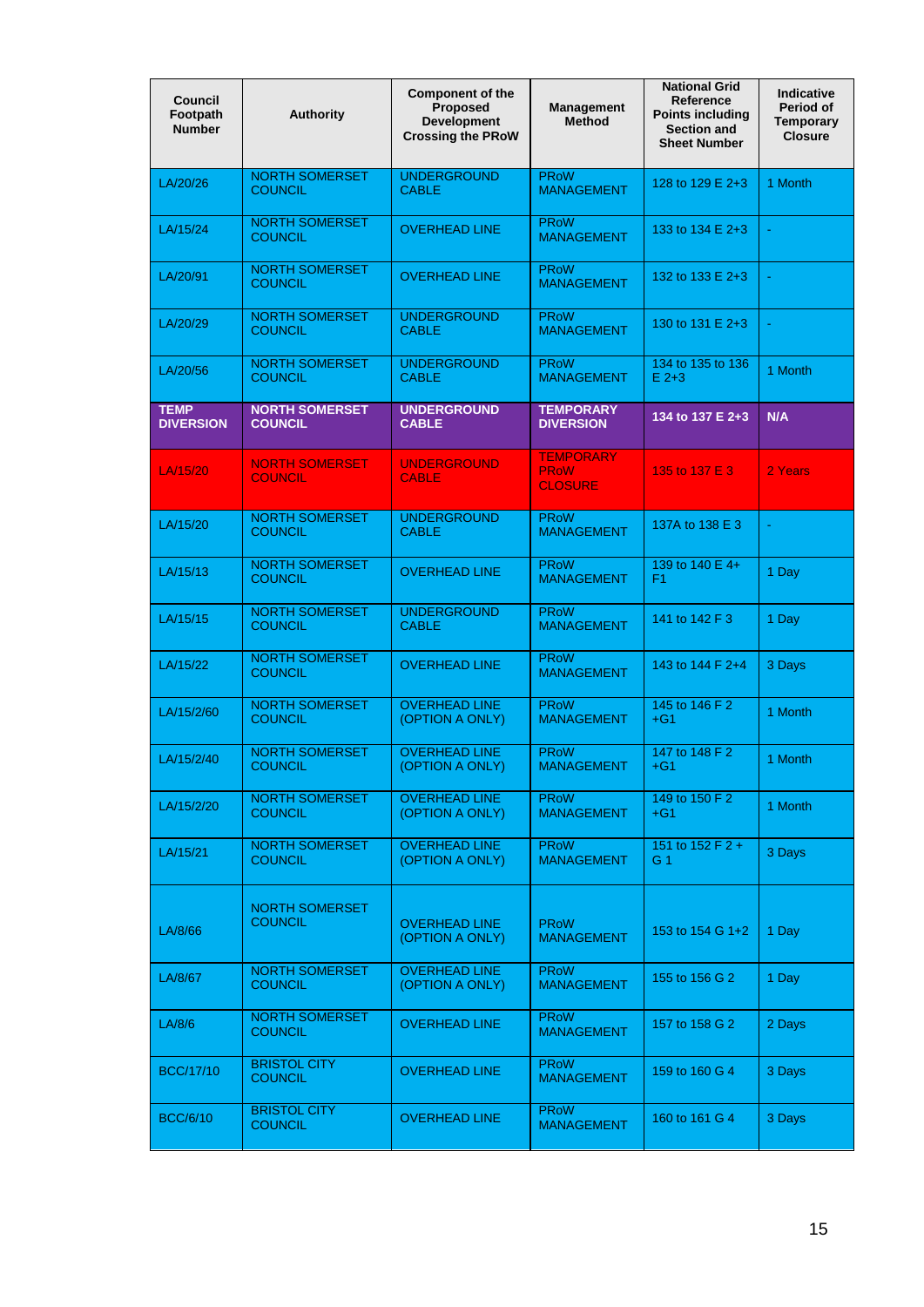| Council Footpath Number | Authority | Component of the Proposed Development Crossing the PRoW | Management Method | National Grid Reference Points including Section and Sheet Number | Indicative Period of Temporary Closure |
|---|---|---|---|---|---|
| LA/20/26 | NORTH SOMERSET COUNCIL | UNDERGROUND CABLE | PRoW MANAGEMENT | 128 to 129 E 2+3 | 1 Month |
| LA/15/24 | NORTH SOMERSET COUNCIL | OVERHEAD LINE | PRoW MANAGEMENT | 133 to 134 E 2+3 | - |
| LA/20/91 | NORTH SOMERSET COUNCIL | OVERHEAD LINE | PRoW MANAGEMENT | 132 to 133 E 2+3 | - |
| LA/20/29 | NORTH SOMERSET COUNCIL | UNDERGROUND CABLE | PRoW MANAGEMENT | 130 to 131 E 2+3 | - |
| LA/20/56 | NORTH SOMERSET COUNCIL | UNDERGROUND CABLE | PRoW MANAGEMENT | 134 to 135 to 136 E 2+3 | 1 Month |
| **TEMP DIVERSION** | **NORTH SOMERSET COUNCIL** | **UNDERGROUND CABLE** | **TEMPORARY DIVERSION** | **134 to 137 E 2+3** | **N/A** |
| LA/15/20 | NORTH SOMERSET COUNCIL | UNDERGROUND CABLE | TEMPORARY PRoW CLOSURE | 135 to 137 E 3 | 2 Years |
| LA/15/20 | NORTH SOMERSET COUNCIL | UNDERGROUND CABLE | PRoW MANAGEMENT | 137A to 138 E 3 | - |
| LA/15/13 | NORTH SOMERSET COUNCIL | OVERHEAD LINE | PRoW MANAGEMENT | 139 to 140 E 4+ F1 | 1 Day |
| LA/15/15 | NORTH SOMERSET COUNCIL | UNDERGROUND CABLE | PRoW MANAGEMENT | 141 to 142 F 3 | 1 Day |
| LA/15/22 | NORTH SOMERSET COUNCIL | OVERHEAD LINE | PRoW MANAGEMENT | 143 to 144 F 2+4 | 3 Days |
| LA/15/2/60 | NORTH SOMERSET COUNCIL | OVERHEAD LINE (OPTION A ONLY) | PRoW MANAGEMENT | 145 to 146 F 2 +G1 | 1 Month |
| LA/15/2/40 | NORTH SOMERSET COUNCIL | OVERHEAD LINE (OPTION A ONLY) | PRoW MANAGEMENT | 147 to 148 F 2 +G1 | 1 Month |
| LA/15/2/20 | NORTH SOMERSET COUNCIL | OVERHEAD LINE (OPTION A ONLY) | PRoW MANAGEMENT | 149 to 150 F 2 +G1 | 1 Month |
| LA/15/21 | NORTH SOMERSET COUNCIL | OVERHEAD LINE (OPTION A ONLY) | PRoW MANAGEMENT | 151 to 152 F 2 + G 1 | 3 Days |
| LA/8/66 | NORTH SOMERSET COUNCIL | OVERHEAD LINE (OPTION A ONLY) | PRoW MANAGEMENT | 153 to 154 G 1+2 | 1 Day |
| LA/8/67 | NORTH SOMERSET COUNCIL | OVERHEAD LINE (OPTION A ONLY) | PRoW MANAGEMENT | 155 to 156 G 2 | 1 Day |
| LA/8/6 | NORTH SOMERSET COUNCIL | OVERHEAD LINE | PRoW MANAGEMENT | 157 to 158 G 2 | 2 Days |
| BCC/17/10 | BRISTOL CITY COUNCIL | OVERHEAD LINE | PRoW MANAGEMENT | 159 to 160 G 4 | 3 Days |
| BCC/6/10 | BRISTOL CITY COUNCIL | OVERHEAD LINE | PRoW MANAGEMENT | 160 to 161 G 4 | 3 Days |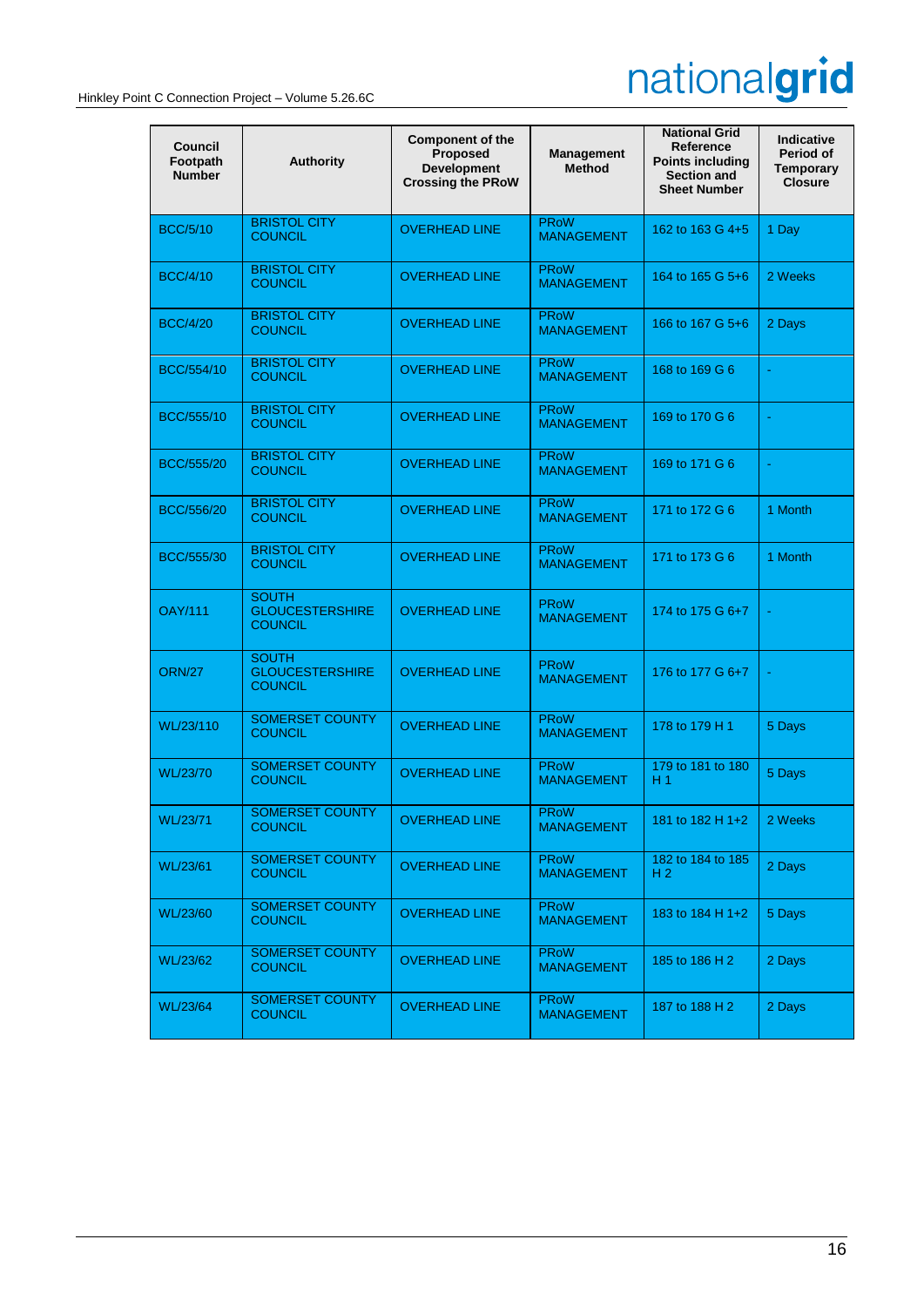| Council Footpath Number | Authority | Component of the Proposed Development Crossing the PRoW | Management Method | National Grid Reference Points including Section and Sheet Number | Indicative Period of Temporary Closure |
|---|---|---|---|---|---|
| BCC/5/10 | BRISTOL CITY COUNCIL | OVERHEAD LINE | PRoW MANAGEMENT | 162 to 163 G 4+5 | 1 Day |
| BCC/4/10 | BRISTOL CITY COUNCIL | OVERHEAD LINE | PRoW MANAGEMENT | 164 to 165 G 5+6 | 2 Weeks |
| BCC/4/20 | BRISTOL CITY COUNCIL | OVERHEAD LINE | PRoW MANAGEMENT | 166 to 167 G 5+6 | 2 Days |
| BCC/554/10 | BRISTOL CITY COUNCIL | OVERHEAD LINE | PRoW MANAGEMENT | 168 to 169 G 6 | - |
| BCC/555/10 | BRISTOL CITY COUNCIL | OVERHEAD LINE | PRoW MANAGEMENT | 169 to 170 G 6 | - |
| BCC/555/20 | BRISTOL CITY COUNCIL | OVERHEAD LINE | PRoW MANAGEMENT | 169 to 171 G 6 | - |
| BCC/556/20 | BRISTOL CITY COUNCIL | OVERHEAD LINE | PRoW MANAGEMENT | 171 to 172 G 6 | 1 Month |
| BCC/555/30 | BRISTOL CITY COUNCIL | OVERHEAD LINE | PRoW MANAGEMENT | 171 to 173 G 6 | 1 Month |
| OAY/111 | SOUTH GLOUCESTERSHIRE COUNCIL | OVERHEAD LINE | PRoW MANAGEMENT | 174 to 175 G 6+7 | - |
| ORN/27 | SOUTH GLOUCESTERSHIRE COUNCIL | OVERHEAD LINE | PRoW MANAGEMENT | 176 to 177 G 6+7 | - |
| WL/23/110 | SOMERSET COUNTY COUNCIL | OVERHEAD LINE | PRoW MANAGEMENT | 178 to 179 H 1 | 5 Days |
| WL/23/70 | SOMERSET COUNTY COUNCIL | OVERHEAD LINE | PRoW MANAGEMENT | 179 to 181 to 180 H 1 | 5 Days |
| WL/23/71 | SOMERSET COUNTY COUNCIL | OVERHEAD LINE | PRoW MANAGEMENT | 181 to 182 H 1+2 | 2 Weeks |
| WL/23/61 | SOMERSET COUNTY COUNCIL | OVERHEAD LINE | PRoW MANAGEMENT | 182 to 184 to 185 H 2 | 2 Days |
| WL/23/60 | SOMERSET COUNTY COUNCIL | OVERHEAD LINE | PRoW MANAGEMENT | 183 to 184 H 1+2 | 5 Days |
| WL/23/62 | SOMERSET COUNTY COUNCIL | OVERHEAD LINE | PRoW MANAGEMENT | 185 to 186 H 2 | 2 Days |
| WL/23/64 | SOMERSET COUNTY COUNCIL | OVERHEAD LINE | PRoW MANAGEMENT | 187 to 188 H 2 | 2 Days |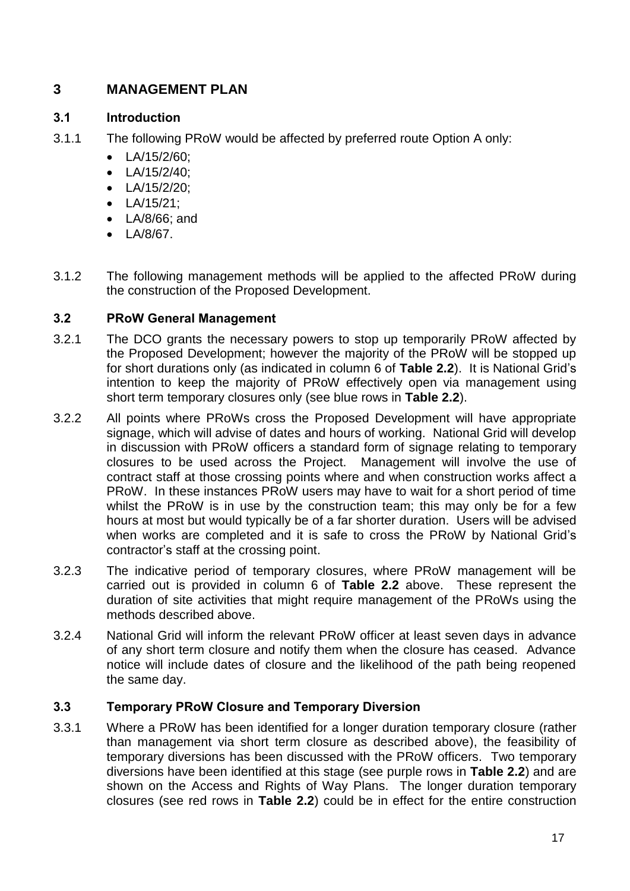# 3 MANAGEMENT PLAN

## 3.1 Introduction

3.1.1 The following PRoW would be affected by preferred route Option A only:

- LA/15/2/60;
- LA/15/2/40;
- LA/15/2/20;
- LA/15/21;
- LA/8/66; and
- LA/8/67.

3.1.2 The following management methods will be applied to the affected PRoW during the construction of the Proposed Development.

## 3.2 PRoW General Management

3.2.1 The DCO grants the necessary powers to stop up temporarily PRoW affected by the Proposed Development; however the majority of the PRoW will be stopped up for short durations only (as indicated in column 6 of **Table 2.2**). It is National Grid's intention to keep the majority of PRoW effectively open via management using short term temporary closures only (see blue rows in **Table 2.2**).

3.2.2 All points where PRoWs cross the Proposed Development will have appropriate signage, which will advise of dates and hours of working. National Grid will develop in discussion with PRoW officers a standard form of signage relating to temporary closures to be used across the Project. Management will involve the use of contract staff at those crossing points where and when construction works affect a PRoW. In these instances PRoW users may have to wait for a short period of time whilst the PRoW is in use by the construction team; this may only be for a few hours at most but would typically be of a far shorter duration. Users will be advised when works are completed and it is safe to cross the PRoW by National Grid's contractor's staff at the crossing point.

3.2.3 The indicative period of temporary closures, where PRoW management will be carried out is provided in column 6 of **Table 2.2** above. These represent the duration of site activities that might require management of the PRoWs using the methods described above.

3.2.4 National Grid will inform the relevant PRoW officer at least seven days in advance of any short term closure and notify them when the closure has ceased. Advance notice will include dates of closure and the likelihood of the path being reopened the same day.

## 3.3 Temporary PRoW Closure and Temporary Diversion

3.3.1 Where a PRoW has been identified for a longer duration temporary closure (rather than management via short term closure as described above), the feasibility of temporary diversions has been discussed with the PRoW officers. Two temporary diversions have been identified at this stage (see purple rows in **Table 2.2**) and are shown on the Access and Rights of Way Plans. The longer duration temporary closures (see red rows in **Table 2.2**) could be in effect for the entire construction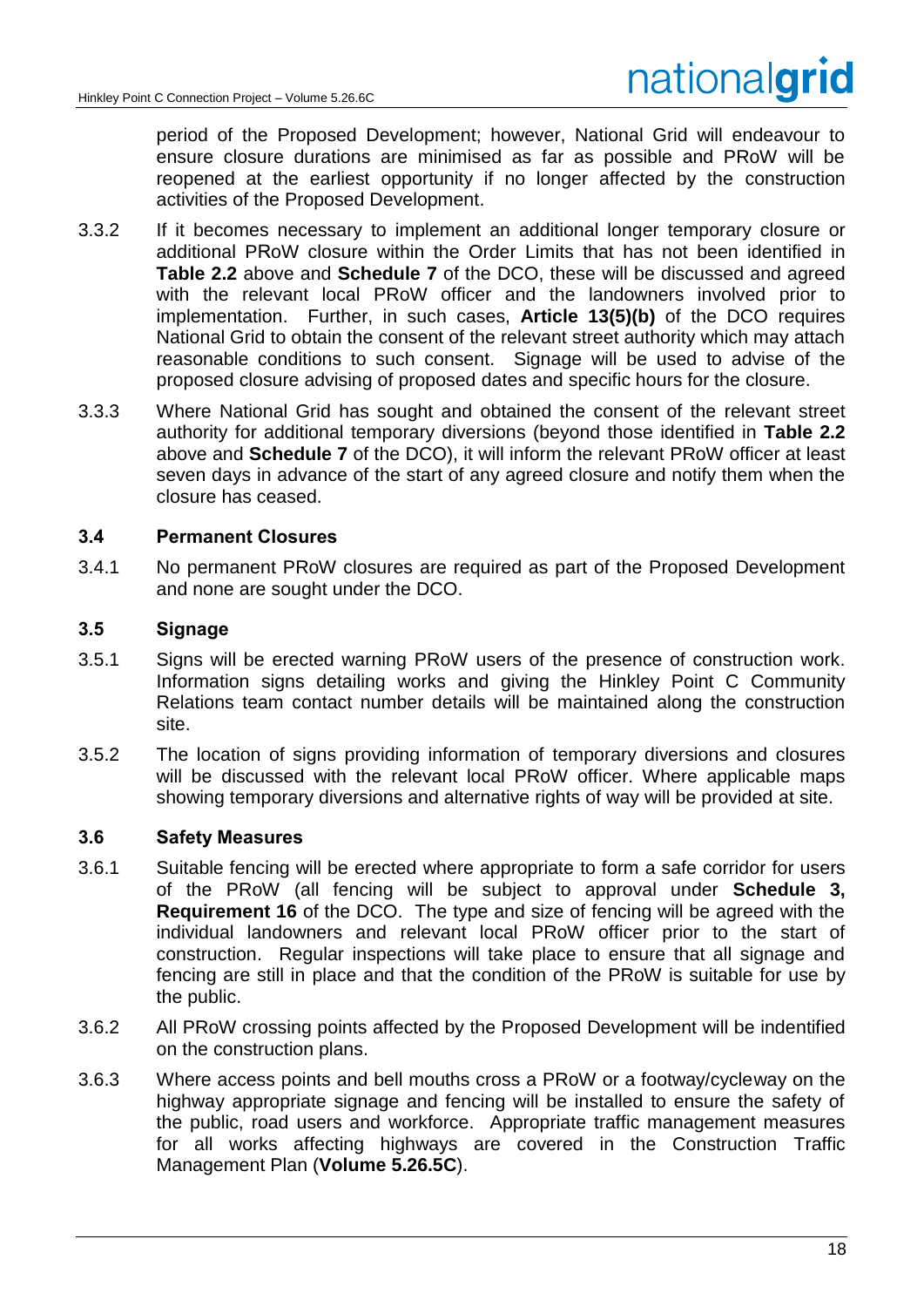period of the Proposed Development; however, National Grid will endeavour to ensure closure durations are minimised as far as possible and PRoW will be reopened at the earliest opportunity if no longer affected by the construction activities of the Proposed Development.

3.3.2 If it becomes necessary to implement an additional longer temporary closure or additional PRoW closure within the Order Limits that has not been identified in **Table 2.2** above and **Schedule 7** of the DCO, these will be discussed and agreed with the relevant local PRoW officer and the landowners involved prior to implementation. Further, in such cases, **Article 13(5)(b)** of the DCO requires National Grid to obtain the consent of the relevant street authority which may attach reasonable conditions to such consent. Signage will be used to advise of the proposed closure advising of proposed dates and specific hours for the closure.

3.3.3 Where National Grid has sought and obtained the consent of the relevant street authority for additional temporary diversions (beyond those identified in **Table 2.2** above and **Schedule 7** of the DCO), it will inform the relevant PRoW officer at least seven days in advance of the start of any agreed closure and notify them when the closure has ceased.

### 3.4 Permanent Closures

3.4.1 No permanent PRoW closures are required as part of the Proposed Development and none are sought under the DCO.

### 3.5 Signage

3.5.1 Signs will be erected warning PRoW users of the presence of construction work. Information signs detailing works and giving the Hinkley Point C Community Relations team contact number details will be maintained along the construction site.

3.5.2 The location of signs providing information of temporary diversions and closures will be discussed with the relevant local PRoW officer. Where applicable maps showing temporary diversions and alternative rights of way will be provided at site.

### 3.6 Safety Measures

3.6.1 Suitable fencing will be erected where appropriate to form a safe corridor for users of the PRoW (all fencing will be subject to approval under **Schedule 3, Requirement 16** of the DCO. The type and size of fencing will be agreed with the individual landowners and relevant local PRoW officer prior to the start of construction. Regular inspections will take place to ensure that all signage and fencing are still in place and that the condition of the PRoW is suitable for use by the public.

3.6.2 All PRoW crossing points affected by the Proposed Development will be indentified on the construction plans.

3.6.3 Where access points and bell mouths cross a PRoW or a footway/cycleway on the highway appropriate signage and fencing will be installed to ensure the safety of the public, road users and workforce. Appropriate traffic management measures for all works affecting highways are covered in the Construction Traffic Management Plan (**Volume 5.26.5C**).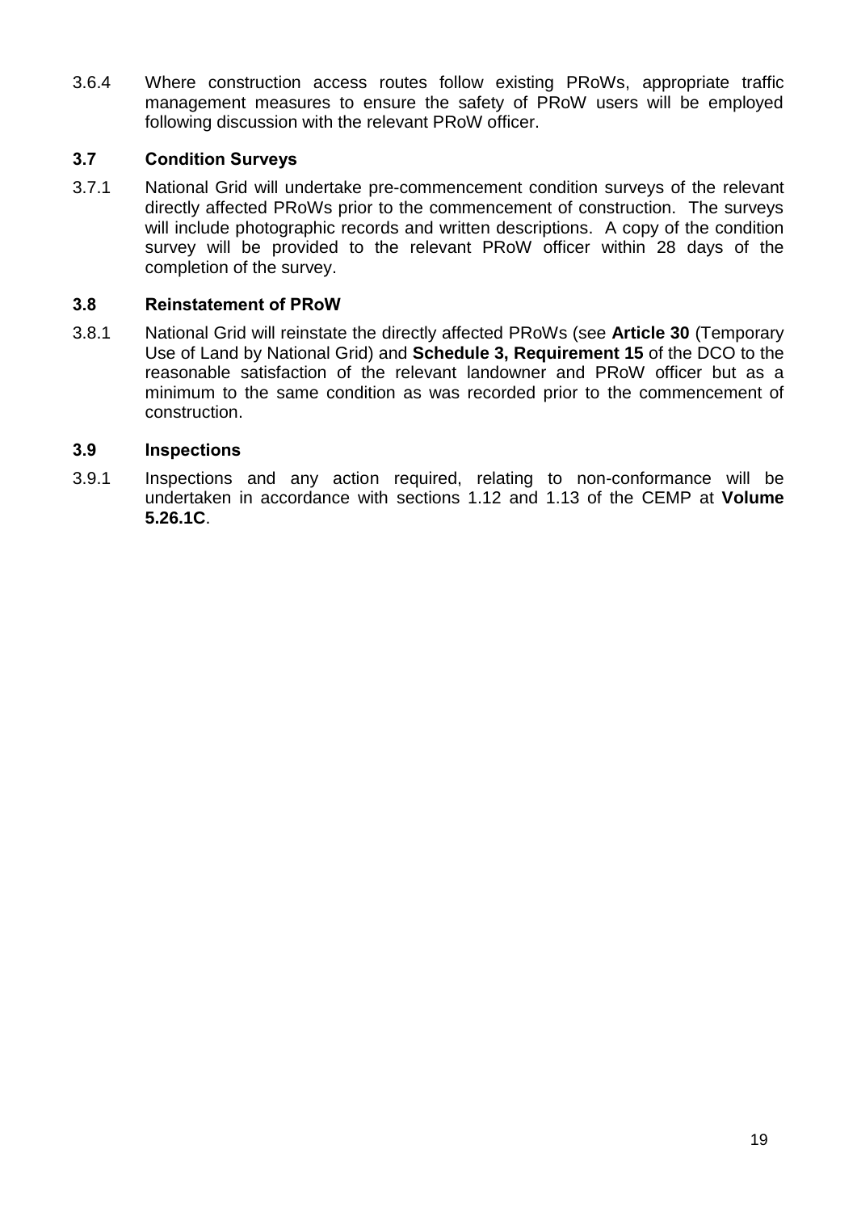3.6.4 Where construction access routes follow existing PRoWs, appropriate traffic management measures to ensure the safety of PRoW users will be employed following discussion with the relevant PRoW officer.

### 3.7 Condition Surveys

3.7.1 National Grid will undertake pre-commencement condition surveys of the relevant directly affected PRoWs prior to the commencement of construction. The surveys will include photographic records and written descriptions. A copy of the condition survey will be provided to the relevant PRoW officer within 28 days of the completion of the survey.

### 3.8 Reinstatement of PRoW

3.8.1 National Grid will reinstate the directly affected PRoWs (see **Article 30** (Temporary Use of Land by National Grid) and **Schedule 3, Requirement 15** of the DCO to the reasonable satisfaction of the relevant landowner and PRoW officer but as a minimum to the same condition as was recorded prior to the commencement of construction.

### 3.9 Inspections

3.9.1 Inspections and any action required, relating to non-conformance will be undertaken in accordance with sections 1.12 and 1.13 of the CEMP at **Volume 5.26.1C**.